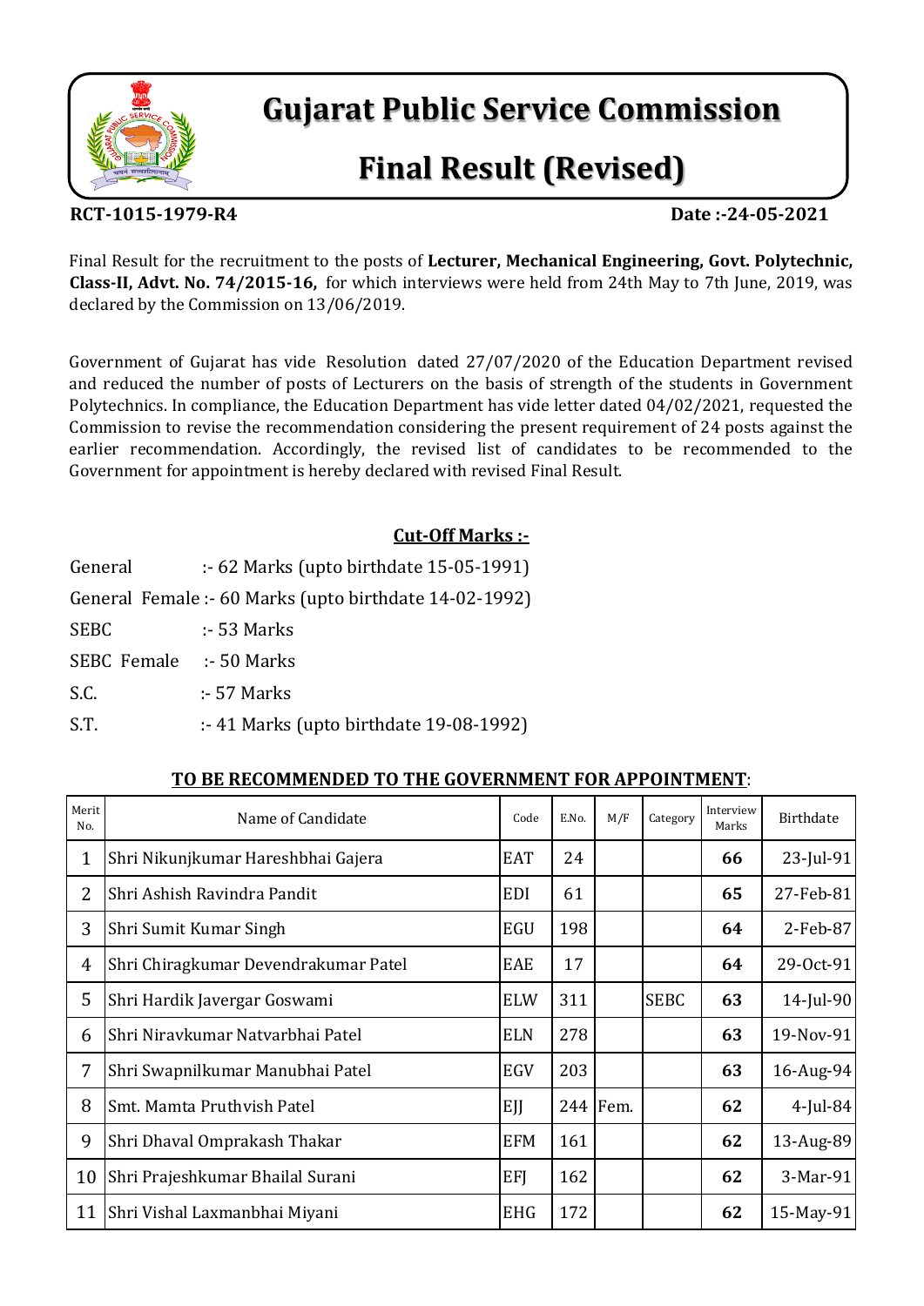# Gujarat Public Service Commission

# Final Result (Revised)

**RCT-1015-1979-R4** **Date :-24-05-2021**

Final Result for the recruitment to the posts of **Lecturer, Mechanical Engineering, Govt. Polytechnic, Class-II, Advt. No. 74/2015-16,** for which interviews were held from 24th May to 7th June, 2019, was declared by the Commission on 13/06/2019.

Government of Gujarat has vide Resolution dated 27/07/2020 of the Education Department revised and reduced the number of posts of Lecturers on the basis of strength of the students in Government Polytechnics. In compliance, the Education Department has vide letter dated 04/02/2021, requested the Commission to revise the recommendation considering the present requirement of 24 posts against the earlier recommendation. Accordingly, the revised list of candidates to be recommended to the Government for appointment is hereby declared with revised Final Result.

**Cut-Off Marks :-**

General :- 62 Marks (upto birthdate 15-05-1991)

General Female :- 60 Marks (upto birthdate 14-02-1992)

SEBC :- 53 Marks

SEBC Female :- 50 Marks

S.C. :- 57 Marks

S.T. :- 41 Marks (upto birthdate 19-08-1992)

**TO BE RECOMMENDED TO THE GOVERNMENT FOR APPOINTMENT**:

| Merit No. | Name of Candidate | Code | E.No. | M/F | Category | Interview Marks | Birthdate |
|---|---|---|---|---|---|---|---|
| 1 | Shri Nikunjkumar Hareshbhai Gajera | EAT | 24 | | | **66** | 23-Jul-91 |
| 2 | Shri Ashish Ravindra Pandit | EDI | 61 | | | **65** | 27-Feb-81 |
| 3 | Shri Sumit Kumar Singh | EGU | 198 | | | **64** | 2-Feb-87 |
| 4 | Shri Chiragkumar Devendrakumar Patel | EAE | 17 | | | **64** | 29-Oct-91 |
| 5 | Shri Hardik Javergar Goswami | ELW | 311 | | SEBC | **63** | 14-Jul-90 |
| 6 | Shri Niravkumar Natvarbhai Patel | ELN | 278 | | | **63** | 19-Nov-91 |
| 7 | Shri Swapnilkumar Manubhai Patel | EGV | 203 | | | **63** | 16-Aug-94 |
| 8 | Smt. Mamta Pruthvish Patel | EJJ | 244 | Fem. | | **62** | 4-Jul-84 |
| 9 | Shri Dhaval Omprakash Thakar | EFM | 161 | | | **62** | 13-Aug-89 |
| 10 | Shri Prajeshkumar Bhailal Surani | EFJ | 162 | | | **62** | 3-Mar-91 |
| 11 | Shri Vishal Laxmanbhai Miyani | EHG | 172 | | | **62** | 15-May-91 |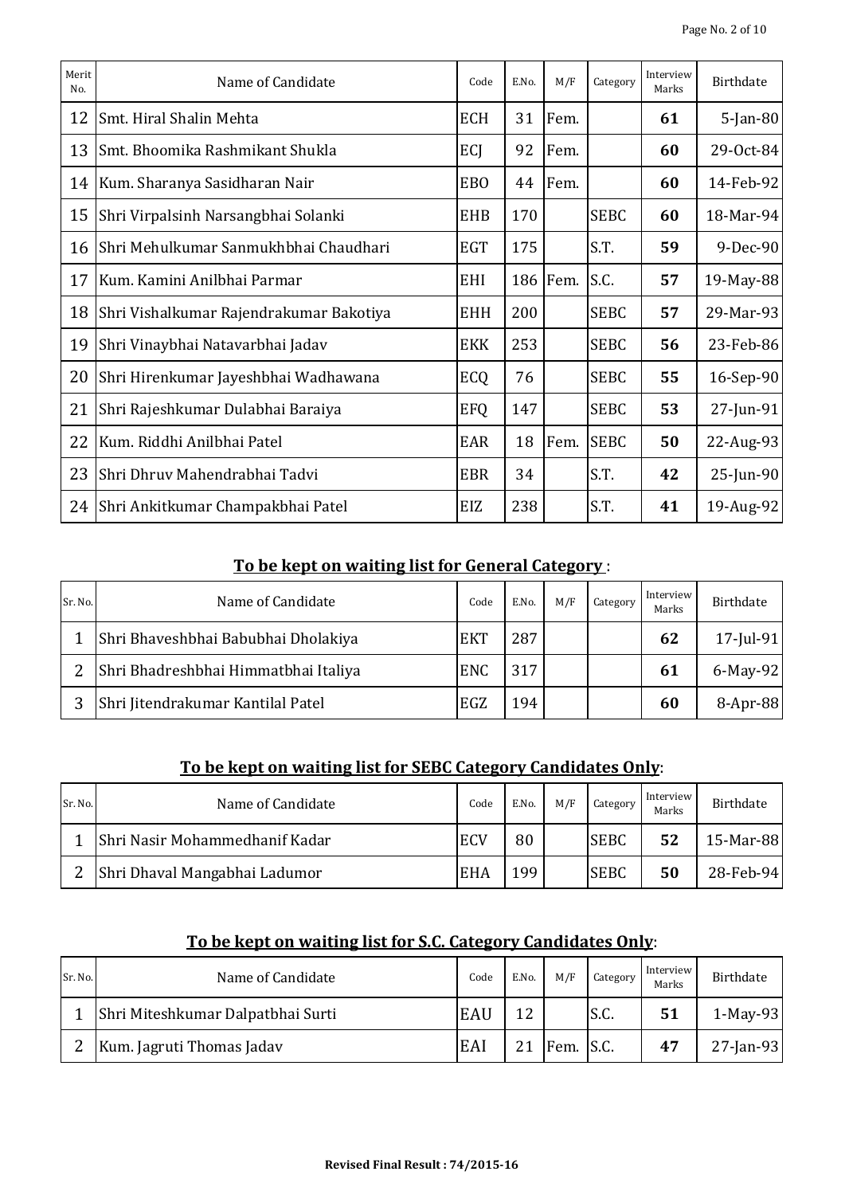| Merit No. | Name of Candidate | Code | E.No. | M/F | Category | Interview Marks | Birthdate |
|---|---|---|---|---|---|---|---|
| 12 | Smt. Hiral Shalin Mehta | ECH | 31 | Fem. | | **61** | 5-Jan-80 |
| 13 | Smt. Bhoomika Rashmikant Shukla | ECJ | 92 | Fem. | | **60** | 29-Oct-84 |
| 14 | Kum. Sharanya Sasidharan Nair | EBO | 44 | Fem. | | **60** | 14-Feb-92 |
| 15 | Shri Virpalsinh Narsangbhai Solanki | EHB | 170 | | SEBC | **60** | 18-Mar-94 |
| 16 | Shri Mehulkumar Sanmukhbhai Chaudhari | EGT | 175 | | S.T. | **59** | 9-Dec-90 |
| 17 | Kum. Kamini Anilbhai Parmar | EHI | 186 | Fem. | S.C. | **57** | 19-May-88 |
| 18 | Shri Vishalkumar Rajendrakumar Bakotiya | EHH | 200 | | SEBC | **57** | 29-Mar-93 |
| 19 | Shri Vinaybhai Natavarbhai Jadav | EKK | 253 | | SEBC | **56** | 23-Feb-86 |
| 20 | Shri Hirenkumar Jayeshbhai Wadhawana | ECQ | 76 | | SEBC | **55** | 16-Sep-90 |
| 21 | Shri Rajeshkumar Dulabhai Baraiya | EFQ | 147 | | SEBC | **53** | 27-Jun-91 |
| 22 | Kum. Riddhi Anilbhai Patel | EAR | 18 | Fem. | SEBC | **50** | 22-Aug-93 |
| 23 | Shri Dhruv Mahendrabhai Tadvi | EBR | 34 | | S.T. | **42** | 25-Jun-90 |
| 24 | Shri Ankitkumar Champakbhai Patel | EIZ | 238 | | S.T. | **41** | 19-Aug-92 |

## **To be kept on waiting list for General Category** :

| Sr. No. | Name of Candidate | Code | E.No. | M/F | Category | Interview Marks | Birthdate |
|---|---|---|---|---|---|---|---|
| 1 | Shri Bhaveshbhai Babubhai Dholakiya | EKT | 287 | | | **62** | 17-Jul-91 |
| 2 | Shri Bhadreshbhai Himmatbhai Italiya | ENC | 317 | | | **61** | 6-May-92 |
| 3 | Shri Jitendrakumar Kantilal Patel | EGZ | 194 | | | **60** | 8-Apr-88 |

## **To be kept on waiting list for SEBC Category Candidates Only**:

| Sr. No. | Name of Candidate | Code | E.No. | M/F | Category | Interview Marks | Birthdate |
|---|---|---|---|---|---|---|---|
| 1 | Shri Nasir Mohammedhanif Kadar | ECV | 80 | | SEBC | **52** | 15-Mar-88 |
| 2 | Shri Dhaval Mangabhai Ladumor | EHA | 199 | | SEBC | **50** | 28-Feb-94 |

## **To be kept on waiting list for S.C. Category Candidates Only**:

| Sr. No. | Name of Candidate | Code | E.No. | M/F | Category | Interview Marks | Birthdate |
|---|---|---|---|---|---|---|---|
| 1 | Shri Miteshkumar Dalpatbhai Surti | EAU | 12 | | S.C. | **51** | 1-May-93 |
| 2 | Kum. Jagruti Thomas Jadav | EAI | 21 | Fem. | S.C. | **47** | 27-Jan-93 |

**Revised Final Result : 74/2015-16**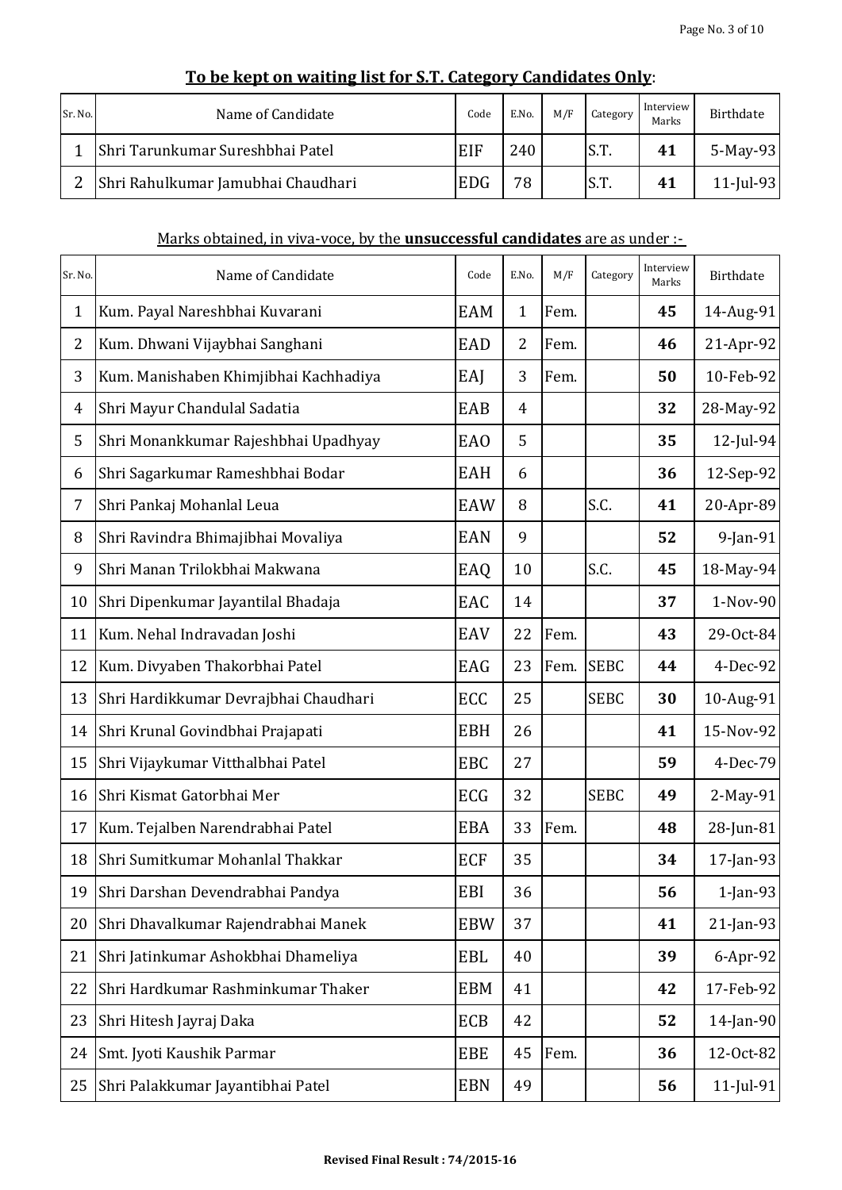## **To be kept on waiting list for S.T. Category Candidates Only**:

| Sr. No. | Name of Candidate | Code | E.No. | M/F | Category | Interview Marks | Birthdate |
|---|---|---|---|---|---|---|---|
| 1 | Shri Tarunkumar Sureshbhai Patel | EIF | 240 | | S.T. | **41** | 5-May-93 |
| 2 | Shri Rahulkumar Jamubhai Chaudhari | EDG | 78 | | S.T. | **41** | 11-Jul-93 |

Marks obtained, in viva-voce, by the **unsuccessful candidates** are as under :-

| Sr. No. | Name of Candidate | Code | E.No. | M/F | Category | Interview Marks | Birthdate |
|---|---|---|---|---|---|---|---|
| 1 | Kum. Payal Nareshbhai Kuvarani | EAM | 1 | Fem. | | **45** | 14-Aug-91 |
| 2 | Kum. Dhwani Vijaybhai Sanghani | EAD | 2 | Fem. | | **46** | 21-Apr-92 |
| 3 | Kum. Manishaben Khimjibhai Kachhadiya | EAJ | 3 | Fem. | | **50** | 10-Feb-92 |
| 4 | Shri Mayur Chandulal Sadatia | EAB | 4 | | | **32** | 28-May-92 |
| 5 | Shri Monankkumar Rajeshbhai Upadhyay | EAO | 5 | | | **35** | 12-Jul-94 |
| 6 | Shri Sagarkumar Rameshbhai Bodar | EAH | 6 | | | **36** | 12-Sep-92 |
| 7 | Shri Pankaj Mohanlal Leua | EAW | 8 | | S.C. | **41** | 20-Apr-89 |
| 8 | Shri Ravindra Bhimajibhai Movaliya | EAN | 9 | | | **52** | 9-Jan-91 |
| 9 | Shri Manan Trilokbhai Makwana | EAQ | 10 | | S.C. | **45** | 18-May-94 |
| 10 | Shri Dipenkumar Jayantilal Bhadaja | EAC | 14 | | | **37** | 1-Nov-90 |
| 11 | Kum. Nehal Indravadan Joshi | EAV | 22 | Fem. | | **43** | 29-Oct-84 |
| 12 | Kum. Divyaben Thakorbhai Patel | EAG | 23 | Fem. | SEBC | **44** | 4-Dec-92 |
| 13 | Shri Hardikkumar Devrajbhai Chaudhari | ECC | 25 | | SEBC | **30** | 10-Aug-91 |
| 14 | Shri Krunal Govindbhai Prajapati | EBH | 26 | | | **41** | 15-Nov-92 |
| 15 | Shri Vijaykumar Vitthalbhai Patel | EBC | 27 | | | **59** | 4-Dec-79 |
| 16 | Shri Kismat Gatorbhai Mer | ECG | 32 | | SEBC | **49** | 2-May-91 |
| 17 | Kum. Tejalben Narendrabhai Patel | EBA | 33 | Fem. | | **48** | 28-Jun-81 |
| 18 | Shri Sumitkumar Mohanlal Thakkar | ECF | 35 | | | **34** | 17-Jan-93 |
| 19 | Shri Darshan Devendrabhai Pandya | EBI | 36 | | | **56** | 1-Jan-93 |
| 20 | Shri Dhavalkumar Rajendrabhai Manek | EBW | 37 | | | **41** | 21-Jan-93 |
| 21 | Shri Jatinkumar Ashokbhai Dhameliya | EBL | 40 | | | **39** | 6-Apr-92 |
| 22 | Shri Hardkumar Rashminkumar Thaker | EBM | 41 | | | **42** | 17-Feb-92 |
| 23 | Shri Hitesh Jayraj Daka | ECB | 42 | | | **52** | 14-Jan-90 |
| 24 | Smt. Jyoti Kaushik Parmar | EBE | 45 | Fem. | | **36** | 12-Oct-82 |
| 25 | Shri Palakkumar Jayantibhai Patel | EBN | 49 | | | **56** | 11-Jul-91 |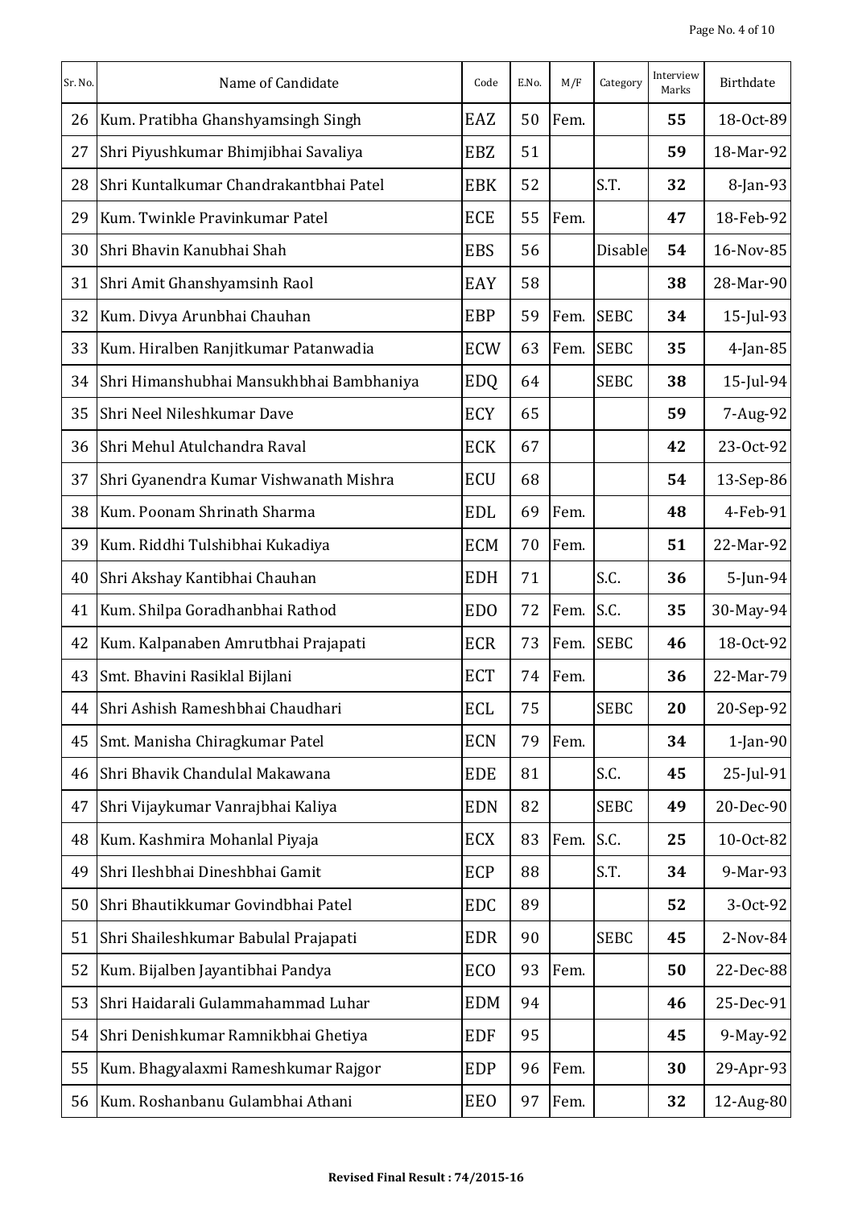| Sr. No. | Name of Candidate | Code | E.No. | M/F | Category | Interview Marks | Birthdate |
|---|---|---|---|---|---|---|---|
| 26 | Kum. Pratibha Ghanshyamsingh Singh | EAZ | 50 | Fem. | | **55** | 18-Oct-89 |
| 27 | Shri Piyushkumar Bhimjibhai Savaliya | EBZ | 51 | | | **59** | 18-Mar-92 |
| 28 | Shri Kuntalkumar Chandrakantbhai Patel | EBK | 52 | | S.T. | **32** | 8-Jan-93 |
| 29 | Kum. Twinkle Pravinkumar Patel | ECE | 55 | Fem. | | **47** | 18-Feb-92 |
| 30 | Shri Bhavin Kanubhai Shah | EBS | 56 | | Disable | **54** | 16-Nov-85 |
| 31 | Shri Amit Ghanshyamsinh Raol | EAY | 58 | | | **38** | 28-Mar-90 |
| 32 | Kum. Divya Arunbhai Chauhan | EBP | 59 | Fem. | SEBC | **34** | 15-Jul-93 |
| 33 | Kum. Hiralben Ranjitkumar Patanwadia | ECW | 63 | Fem. | SEBC | **35** | 4-Jan-85 |
| 34 | Shri Himanshubhai Mansukhbhai Bambhaniya | EDQ | 64 | | SEBC | **38** | 15-Jul-94 |
| 35 | Shri Neel Nileshkumar Dave | ECY | 65 | | | **59** | 7-Aug-92 |
| 36 | Shri Mehul Atulchandra Raval | ECK | 67 | | | **42** | 23-Oct-92 |
| 37 | Shri Gyanendra Kumar Vishwanath Mishra | ECU | 68 | | | **54** | 13-Sep-86 |
| 38 | Kum. Poonam Shrinath Sharma | EDL | 69 | Fem. | | **48** | 4-Feb-91 |
| 39 | Kum. Riddhi Tulshibhai Kukadiya | ECM | 70 | Fem. | | **51** | 22-Mar-92 |
| 40 | Shri Akshay Kantibhai Chauhan | EDH | 71 | | S.C. | **36** | 5-Jun-94 |
| 41 | Kum. Shilpa Goradhanbhai Rathod | EDO | 72 | Fem. | S.C. | **35** | 30-May-94 |
| 42 | Kum. Kalpanaben Amrutbhai Prajapati | ECR | 73 | Fem. | SEBC | **46** | 18-Oct-92 |
| 43 | Smt. Bhavini Rasiklal Bijlani | ECT | 74 | Fem. | | **36** | 22-Mar-79 |
| 44 | Shri Ashish Rameshbhai Chaudhari | ECL | 75 | | SEBC | **20** | 20-Sep-92 |
| 45 | Smt. Manisha Chiragkumar Patel | ECN | 79 | Fem. | | **34** | 1-Jan-90 |
| 46 | Shri Bhavik Chandulal Makawana | EDE | 81 | | S.C. | **45** | 25-Jul-91 |
| 47 | Shri Vijaykumar Vanrajbhai Kaliya | EDN | 82 | | SEBC | **49** | 20-Dec-90 |
| 48 | Kum. Kashmira Mohanlal Piyaja | ECX | 83 | Fem. | S.C. | **25** | 10-Oct-82 |
| 49 | Shri Ileshbhai Dineshbhai Gamit | ECP | 88 | | S.T. | **34** | 9-Mar-93 |
| 50 | Shri Bhautikkumar Govindbhai Patel | EDC | 89 | | | **52** | 3-Oct-92 |
| 51 | Shri Shaileshkumar Babulal Prajapati | EDR | 90 | | SEBC | **45** | 2-Nov-84 |
| 52 | Kum. Bijalben Jayantibhai Pandya | ECO | 93 | Fem. | | **50** | 22-Dec-88 |
| 53 | Shri Haidarali Gulammahammad Luhar | EDM | 94 | | | **46** | 25-Dec-91 |
| 54 | Shri Denishkumar Ramnikbhai Ghetiya | EDF | 95 | | | **45** | 9-May-92 |
| 55 | Kum. Bhagyalaxmi Rameshkumar Rajgor | EDP | 96 | Fem. | | **30** | 29-Apr-93 |
| 56 | Kum. Roshanbanu Gulambhai Athani | EEO | 97 | Fem. | | **32** | 12-Aug-80 |

**Revised Final Result : 74/2015-16**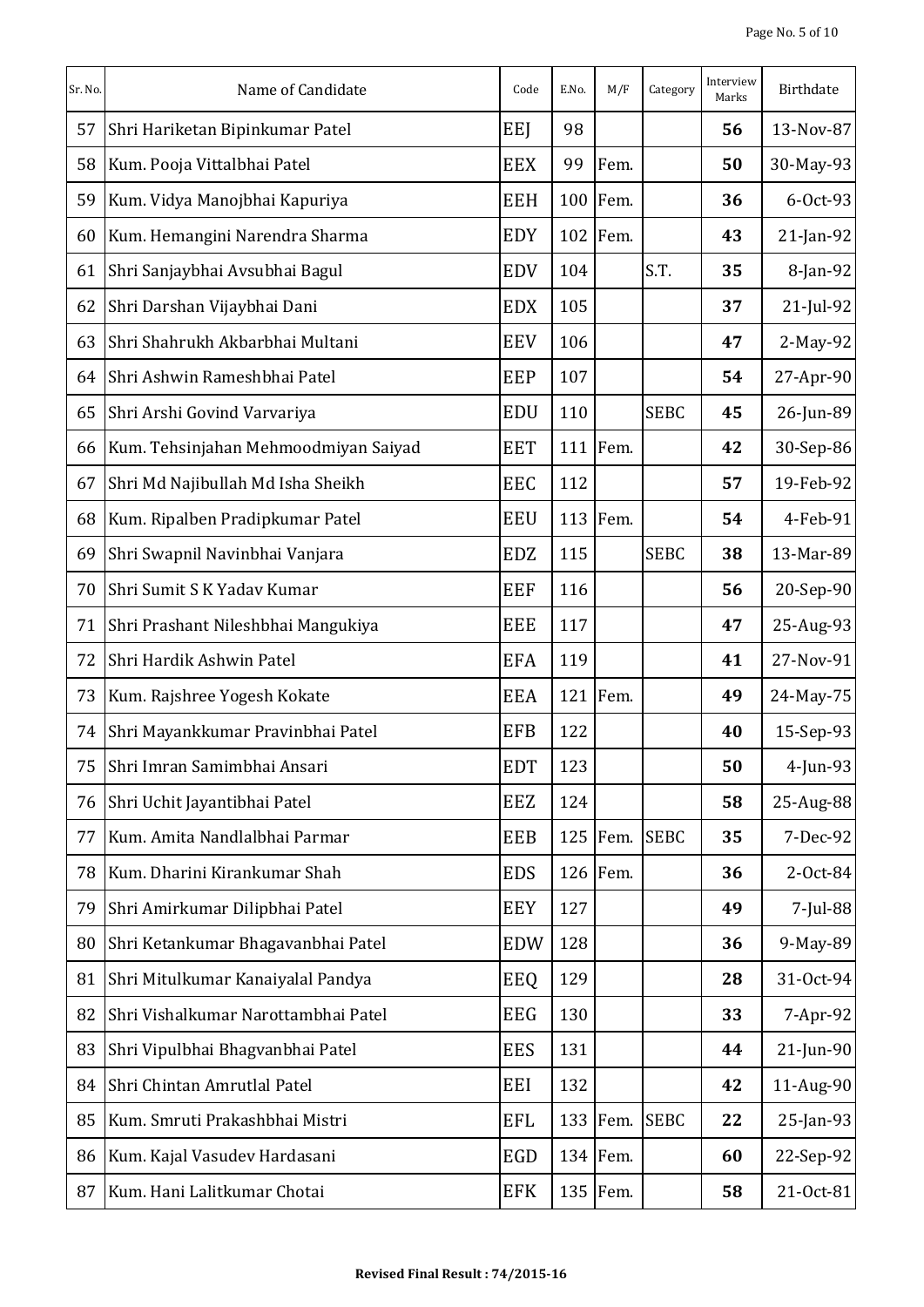| Sr. No. | Name of Candidate | Code | E.No. | M/F | Category | Interview Marks | Birthdate |
| --- | --- | --- | --- | --- | --- | --- | --- |
| 57 | Shri Hariketan Bipinkumar Patel | EEJ | 98 | | | **56** | 13-Nov-87 |
| 58 | Kum. Pooja Vittalbhai Patel | EEX | 99 | Fem. | | **50** | 30-May-93 |
| 59 | Kum. Vidya Manojbhai Kapuriya | EEH | 100 | Fem. | | **36** | 6-Oct-93 |
| 60 | Kum. Hemangini Narendra Sharma | EDY | 102 | Fem. | | **43** | 21-Jan-92 |
| 61 | Shri Sanjaybhai Avsubhai Bagul | EDV | 104 | | S.T. | **35** | 8-Jan-92 |
| 62 | Shri Darshan Vijaybhai Dani | EDX | 105 | | | **37** | 21-Jul-92 |
| 63 | Shri Shahrukh Akbarbhai Multani | EEV | 106 | | | **47** | 2-May-92 |
| 64 | Shri Ashwin Rameshbhai Patel | EEP | 107 | | | **54** | 27-Apr-90 |
| 65 | Shri Arshi Govind Varvariya | EDU | 110 | | SEBC | **45** | 26-Jun-89 |
| 66 | Kum. Tehsinjahan Mehmoodmiyan Saiyad | EET | 111 | Fem. | | **42** | 30-Sep-86 |
| 67 | Shri Md Najibullah Md Isha Sheikh | EEC | 112 | | | **57** | 19-Feb-92 |
| 68 | Kum. Ripalben Pradipkumar Patel | EEU | 113 | Fem. | | **54** | 4-Feb-91 |
| 69 | Shri Swapnil Navinbhai Vanjara | EDZ | 115 | | SEBC | **38** | 13-Mar-89 |
| 70 | Shri Sumit S K Yadav Kumar | EEF | 116 | | | **56** | 20-Sep-90 |
| 71 | Shri Prashant Nileshbhai Mangukiya | EEE | 117 | | | **47** | 25-Aug-93 |
| 72 | Shri Hardik Ashwin Patel | EFA | 119 | | | **41** | 27-Nov-91 |
| 73 | Kum. Rajshree Yogesh Kokate | EEA | 121 | Fem. | | **49** | 24-May-75 |
| 74 | Shri Mayankkumar Pravinbhai Patel | EFB | 122 | | | **40** | 15-Sep-93 |
| 75 | Shri Imran Samimbhai Ansari | EDT | 123 | | | **50** | 4-Jun-93 |
| 76 | Shri Uchit Jayantibhai Patel | EEZ | 124 | | | **58** | 25-Aug-88 |
| 77 | Kum. Amita Nandlalbhai Parmar | EEB | 125 | Fem. | SEBC | **35** | 7-Dec-92 |
| 78 | Kum. Dharini Kirankumar Shah | EDS | 126 | Fem. | | **36** | 2-Oct-84 |
| 79 | Shri Amirkumar Dilipbhai Patel | EEY | 127 | | | **49** | 7-Jul-88 |
| 80 | Shri Ketankumar Bhagavanbhai Patel | EDW | 128 | | | **36** | 9-May-89 |
| 81 | Shri Mitulkumar Kanaiyalal Pandya | EEQ | 129 | | | **28** | 31-Oct-94 |
| 82 | Shri Vishalkumar Narottambhai Patel | EEG | 130 | | | **33** | 7-Apr-92 |
| 83 | Shri Vipulbhai Bhagvanbhai Patel | EES | 131 | | | **44** | 21-Jun-90 |
| 84 | Shri Chintan Amrutlal Patel | EEI | 132 | | | **42** | 11-Aug-90 |
| 85 | Kum. Smruti Prakashbhai Mistri | EFL | 133 | Fem. | SEBC | **22** | 25-Jan-93 |
| 86 | Kum. Kajal Vasudev Hardasani | EGD | 134 | Fem. | | **60** | 22-Sep-92 |
| 87 | Kum. Hani Lalitkumar Chotai | EFK | 135 | Fem. | | **58** | 21-Oct-81 |

**Revised Final Result : 74/2015-16**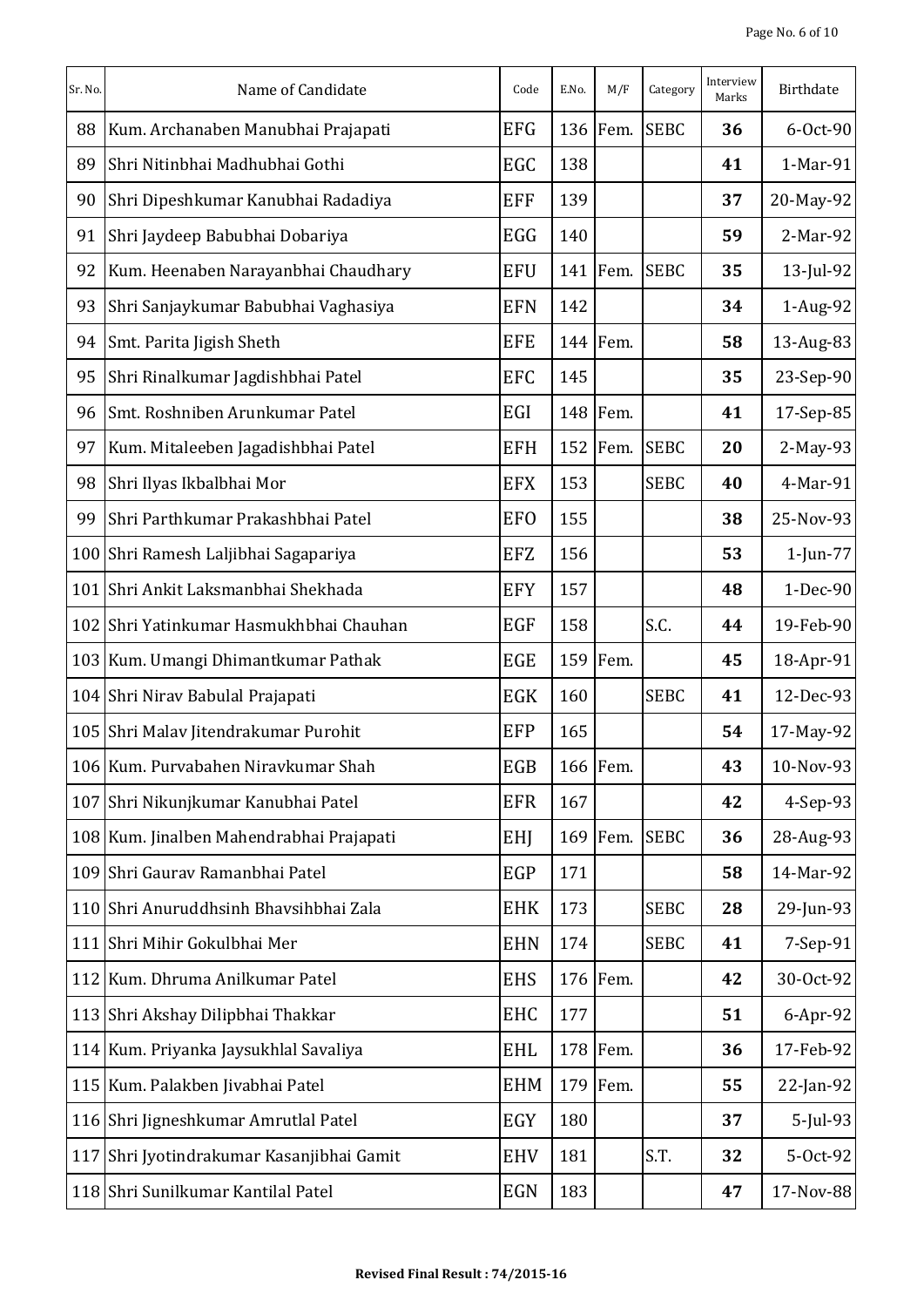| Sr. No. | Name of Candidate | Code | E.No. | M/F | Category | Interview Marks | Birthdate |
|---|---|---|---|---|---|---|---|
| 88 | Kum. Archanaben Manubhai Prajapati | EFG | 136 | Fem. | SEBC | **36** | 6-Oct-90 |
| 89 | Shri Nitinbhai Madhubhai Gothi | EGC | 138 | | | **41** | 1-Mar-91 |
| 90 | Shri Dipeshkumar Kanubhai Radadiya | EFF | 139 | | | **37** | 20-May-92 |
| 91 | Shri Jaydeep Babubhai Dobariya | EGG | 140 | | | **59** | 2-Mar-92 |
| 92 | Kum. Heenaben Narayanbhai Chaudhary | EFU | 141 | Fem. | SEBC | **35** | 13-Jul-92 |
| 93 | Shri Sanjaykumar Babubhai Vaghasiya | EFN | 142 | | | **34** | 1-Aug-92 |
| 94 | Smt. Parita Jigish Sheth | EFE | 144 | Fem. | | **58** | 13-Aug-83 |
| 95 | Shri Rinalkumar Jagdishbhai Patel | EFC | 145 | | | **35** | 23-Sep-90 |
| 96 | Smt. Roshniben Arunkumar Patel | EGI | 148 | Fem. | | **41** | 17-Sep-85 |
| 97 | Kum. Mitaleeben Jagadishbhai Patel | EFH | 152 | Fem. | SEBC | **20** | 2-May-93 |
| 98 | Shri Ilyas Ikbalbhai Mor | EFX | 153 | | SEBC | **40** | 4-Mar-91 |
| 99 | Shri Parthkumar Prakashbhai Patel | EFO | 155 | | | **38** | 25-Nov-93 |
| 100 | Shri Ramesh Laljibhai Sagapariya | EFZ | 156 | | | **53** | 1-Jun-77 |
| 101 | Shri Ankit Laksmanbhai Shekhada | EFY | 157 | | | **48** | 1-Dec-90 |
| 102 | Shri Yatinkumar Hasmukhbhai Chauhan | EGF | 158 | | S.C. | **44** | 19-Feb-90 |
| 103 | Kum. Umangi Dhimantkumar Pathak | EGE | 159 | Fem. | | **45** | 18-Apr-91 |
| 104 | Shri Nirav Babulal Prajapati | EGK | 160 | | SEBC | **41** | 12-Dec-93 |
| 105 | Shri Malav Jitendrakumar Purohit | EFP | 165 | | | **54** | 17-May-92 |
| 106 | Kum. Purvabahen Niravkumar Shah | EGB | 166 | Fem. | | **43** | 10-Nov-93 |
| 107 | Shri Nikunjkumar Kanubhai Patel | EFR | 167 | | | **42** | 4-Sep-93 |
| 108 | Kum. Jinalben Mahendrabhai Prajapati | EHJ | 169 | Fem. | SEBC | **36** | 28-Aug-93 |
| 109 | Shri Gaurav Ramanbhai Patel | EGP | 171 | | | **58** | 14-Mar-92 |
| 110 | Shri Anuruddhsinh Bhavsihbhai Zala | EHK | 173 | | SEBC | **28** | 29-Jun-93 |
| 111 | Shri Mihir Gokulbhai Mer | EHN | 174 | | SEBC | **41** | 7-Sep-91 |
| 112 | Kum. Dhruma Anilkumar Patel | EHS | 176 | Fem. | | **42** | 30-Oct-92 |
| 113 | Shri Akshay Dilipbhai Thakkar | EHC | 177 | | | **51** | 6-Apr-92 |
| 114 | Kum. Priyanka Jaysukhlal Savaliya | EHL | 178 | Fem. | | **36** | 17-Feb-92 |
| 115 | Kum. Palakben Jivabhai Patel | EHM | 179 | Fem. | | **55** | 22-Jan-92 |
| 116 | Shri Jigneshkumar Amrutlal Patel | EGY | 180 | | | **37** | 5-Jul-93 |
| 117 | Shri Jyotindrakumar Kasanjibhai Gamit | EHV | 181 | | S.T. | **32** | 5-Oct-92 |
| 118 | Shri Sunilkumar Kantilal Patel | EGN | 183 | | | **47** | 17-Nov-88 |

**Revised Final Result : 74/2015-16**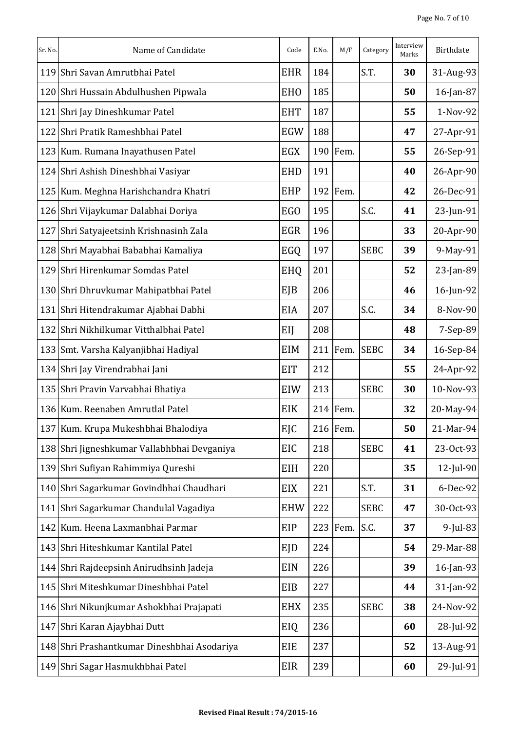| Sr. No. | Name of Candidate | Code | E.No. | M/F | Category | Interview Marks | Birthdate |
|---|---|---|---|---|---|---|---|
| 119 | Shri Savan Amrutbhai Patel | EHR | 184 | | S.T. | **30** | 31-Aug-93 |
| 120 | Shri Hussain Abdulhushen Pipwala | EHO | 185 | | | **50** | 16-Jan-87 |
| 121 | Shri Jay Dineshkumar Patel | EHT | 187 | | | **55** | 1-Nov-92 |
| 122 | Shri Pratik Rameshbhai Patel | EGW | 188 | | | **47** | 27-Apr-91 |
| 123 | Kum. Rumana Inayathusen Patel | EGX | 190 | Fem. | | **55** | 26-Sep-91 |
| 124 | Shri Ashish Dineshbhai Vasiyar | EHD | 191 | | | **40** | 26-Apr-90 |
| 125 | Kum. Meghna Harishchandra Khatri | EHP | 192 | Fem. | | **42** | 26-Dec-91 |
| 126 | Shri Vijaykumar Dalabhai Doriya | EGO | 195 | | S.C. | **41** | 23-Jun-91 |
| 127 | Shri Satyajeetsinh Krishnasinh Zala | EGR | 196 | | | **33** | 20-Apr-90 |
| 128 | Shri Mayabhai Bababhai Kamaliya | EGQ | 197 | | SEBC | **39** | 9-May-91 |
| 129 | Shri Hirenkumar Somdas Patel | EHQ | 201 | | | **52** | 23-Jan-89 |
| 130 | Shri Dhruvkumar Mahipatbhai Patel | EJB | 206 | | | **46** | 16-Jun-92 |
| 131 | Shri Hitendrakumar Ajabhai Dabhi | EIA | 207 | | S.C. | **34** | 8-Nov-90 |
| 132 | Shri Nikhilkumar Vitthalbhai Patel | EIJ | 208 | | | **48** | 7-Sep-89 |
| 133 | Smt. Varsha Kalyanjibhai Hadiyal | EIM | 211 | Fem. | SEBC | **34** | 16-Sep-84 |
| 134 | Shri Jay Virendrabhai Jani | EIT | 212 | | | **55** | 24-Apr-92 |
| 135 | Shri Pravin Varvabhai Bhatiya | EIW | 213 | | SEBC | **30** | 10-Nov-93 |
| 136 | Kum. Reenaben Amrutlal Patel | EIK | 214 | Fem. | | **32** | 20-May-94 |
| 137 | Kum. Krupa Mukeshbhai Bhalodiya | EJC | 216 | Fem. | | **50** | 21-Mar-94 |
| 138 | Shri Jigneshkumar Vallabhbhai Devganiya | EIC | 218 | | SEBC | **41** | 23-Oct-93 |
| 139 | Shri Sufiyan Rahimmiya Qureshi | EIH | 220 | | | **35** | 12-Jul-90 |
| 140 | Shri Sagarkumar Govindbhai Chaudhari | EIX | 221 | | S.T. | **31** | 6-Dec-92 |
| 141 | Shri Sagarkumar Chandulal Vagadiya | EHW | 222 | | SEBC | **47** | 30-Oct-93 |
| 142 | Kum. Heena Laxmanbhai Parmar | EIP | 223 | Fem. | S.C. | **37** | 9-Jul-83 |
| 143 | Shri Hiteshkumar Kantilal Patel | EJD | 224 | | | **54** | 29-Mar-88 |
| 144 | Shri Rajdeepsinh Anirudhsinh Jadeja | EIN | 226 | | | **39** | 16-Jan-93 |
| 145 | Shri Miteshkumar Dineshbhai Patel | EIB | 227 | | | **44** | 31-Jan-92 |
| 146 | Shri Nikunjkumar Ashokbhai Prajapati | EHX | 235 | | SEBC | **38** | 24-Nov-92 |
| 147 | Shri Karan Ajaybhai Dutt | EIQ | 236 | | | **60** | 28-Jul-92 |
| 148 | Shri Prashantkumar Dineshbhai Asodariya | EIE | 237 | | | **52** | 13-Aug-91 |
| 149 | Shri Sagar Hasmukhbhai Patel | EIR | 239 | | | **60** | 29-Jul-91 |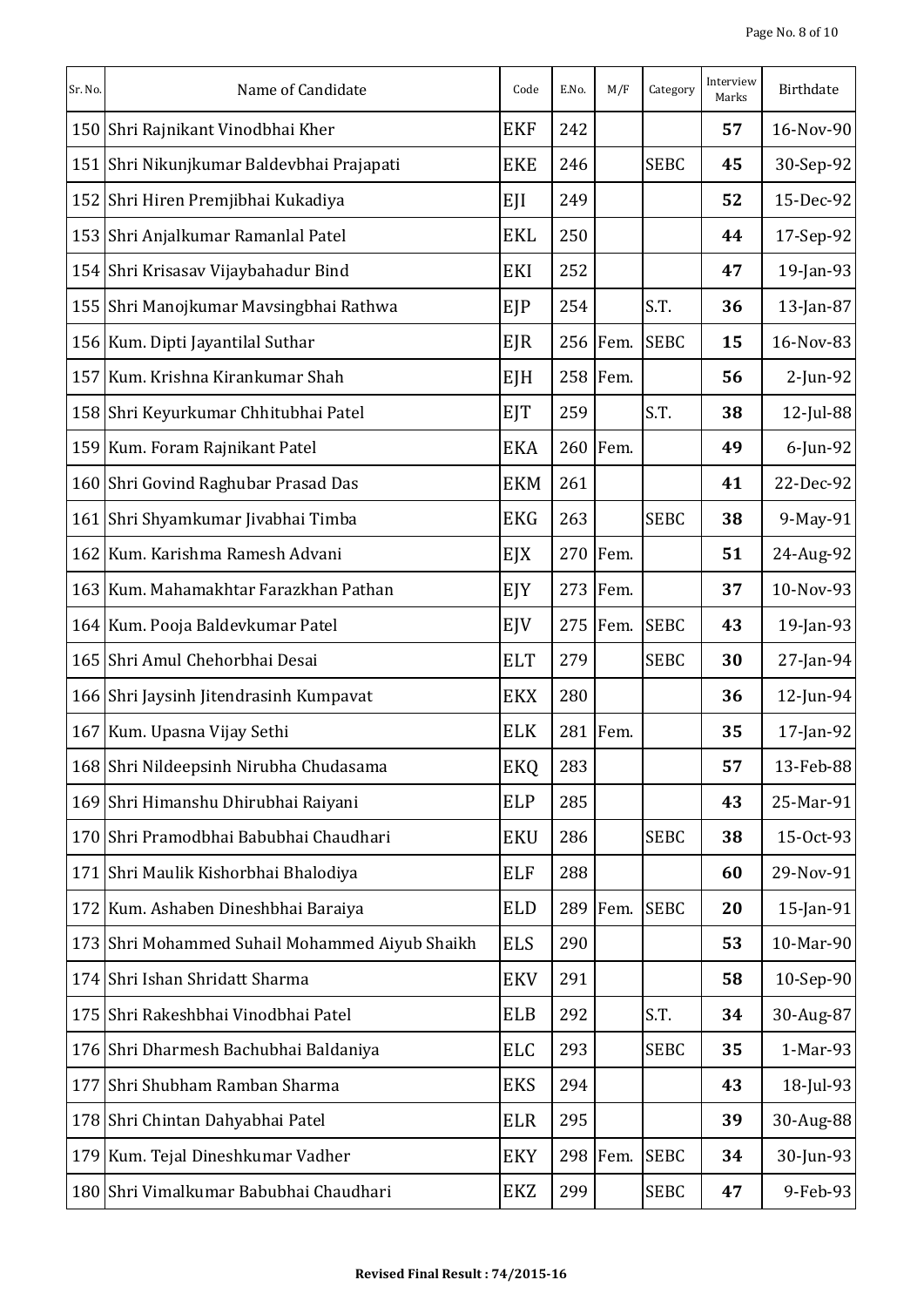| Sr. No. | Name of Candidate | Code | E.No. | M/F | Category | Interview Marks | Birthdate |
|---|---|---|---|---|---|---|---|
| 150 | Shri Rajnikant Vinodbhai Kher | EKF | 242 | | | **57** | 16-Nov-90 |
| 151 | Shri Nikunjkumar Baldevbhai Prajapati | EKE | 246 | | SEBC | **45** | 30-Sep-92 |
| 152 | Shri Hiren Premjibhai Kukadiya | EJI | 249 | | | **52** | 15-Dec-92 |
| 153 | Shri Anjalkumar Ramanlal Patel | EKL | 250 | | | **44** | 17-Sep-92 |
| 154 | Shri Krisasav Vijaybahadur Bind | EKI | 252 | | | **47** | 19-Jan-93 |
| 155 | Shri Manojkumar Mavsingbhai Rathwa | EJP | 254 | | S.T. | **36** | 13-Jan-87 |
| 156 | Kum. Dipti Jayantilal Suthar | EJR | 256 | Fem. | SEBC | **15** | 16-Nov-83 |
| 157 | Kum. Krishna Kirankumar Shah | EJH | 258 | Fem. | | **56** | 2-Jun-92 |
| 158 | Shri Keyurkumar Chhitubhai Patel | EJT | 259 | | S.T. | **38** | 12-Jul-88 |
| 159 | Kum. Foram Rajnikant Patel | EKA | 260 | Fem. | | **49** | 6-Jun-92 |
| 160 | Shri Govind Raghubar Prasad Das | EKM | 261 | | | **41** | 22-Dec-92 |
| 161 | Shri Shyamkumar Jivabhai Timba | EKG | 263 | | SEBC | **38** | 9-May-91 |
| 162 | Kum. Karishma Ramesh Advani | EJX | 270 | Fem. | | **51** | 24-Aug-92 |
| 163 | Kum. Mahamakhtar Farazkhan Pathan | EJY | 273 | Fem. | | **37** | 10-Nov-93 |
| 164 | Kum. Pooja Baldevkumar Patel | EJV | 275 | Fem. | SEBC | **43** | 19-Jan-93 |
| 165 | Shri Amul Chehorbhai Desai | ELT | 279 | | SEBC | **30** | 27-Jan-94 |
| 166 | Shri Jaysinh Jitendrasinh Kumpavat | EKX | 280 | | | **36** | 12-Jun-94 |
| 167 | Kum. Upasna Vijay Sethi | ELK | 281 | Fem. | | **35** | 17-Jan-92 |
| 168 | Shri Nildeepsinh Nirubha Chudasama | EKQ | 283 | | | **57** | 13-Feb-88 |
| 169 | Shri Himanshu Dhirubhai Raiyani | ELP | 285 | | | **43** | 25-Mar-91 |
| 170 | Shri Pramodbhai Babubhai Chaudhari | EKU | 286 | | SEBC | **38** | 15-Oct-93 |
| 171 | Shri Maulik Kishorbhai Bhalodiya | ELF | 288 | | | **60** | 29-Nov-91 |
| 172 | Kum. Ashaben Dineshbhai Baraiya | ELD | 289 | Fem. | SEBC | **20** | 15-Jan-91 |
| 173 | Shri Mohammed Suhail Mohammed Aiyub Shaikh | ELS | 290 | | | **53** | 10-Mar-90 |
| 174 | Shri Ishan Shridatt Sharma | EKV | 291 | | | **58** | 10-Sep-90 |
| 175 | Shri Rakeshbhai Vinodbhai Patel | ELB | 292 | | S.T. | **34** | 30-Aug-87 |
| 176 | Shri Dharmesh Bachubhai Baldaniya | ELC | 293 | | SEBC | **35** | 1-Mar-93 |
| 177 | Shri Shubham Ramban Sharma | EKS | 294 | | | **43** | 18-Jul-93 |
| 178 | Shri Chintan Dahyabhai Patel | ELR | 295 | | | **39** | 30-Aug-88 |
| 179 | Kum. Tejal Dineshkumar Vadher | EKY | 298 | Fem. | SEBC | **34** | 30-Jun-93 |
| 180 | Shri Vimalkumar Babubhai Chaudhari | EKZ | 299 | | SEBC | **47** | 9-Feb-93 |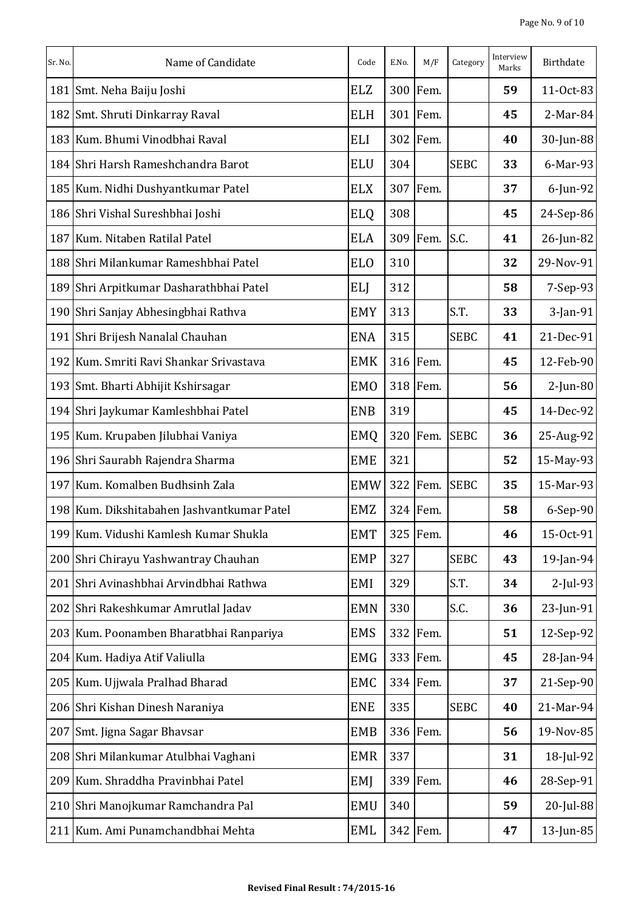| Sr. No. | Name of Candidate | Code | E.No. | M/F | Category | Interview Marks | Birthdate |
|---|---|---|---|---|---|---|---|
| 181 | Smt. Neha Baiju Joshi | ELZ | 300 | Fem. | | 59 | 11-Oct-83 |
| 182 | Smt. Shruti Dinkarray Raval | ELH | 301 | Fem. | | 45 | 2-Mar-84 |
| 183 | Kum. Bhumi Vinodbhai Raval | ELI | 302 | Fem. | | 40 | 30-Jun-88 |
| 184 | Shri Harsh Rameshchandra Barot | ELU | 304 | | SEBC | 33 | 6-Mar-93 |
| 185 | Kum. Nidhi Dushyantkumar Patel | ELX | 307 | Fem. | | 37 | 6-Jun-92 |
| 186 | Shri Vishal Sureshbhai Joshi | ELQ | 308 | | | 45 | 24-Sep-86 |
| 187 | Kum. Nitaben Ratilal Patel | ELA | 309 | Fem. | S.C. | 41 | 26-Jun-82 |
| 188 | Shri Milankumar Rameshbhai Patel | ELO | 310 | | | 32 | 29-Nov-91 |
| 189 | Shri Arpitkumar Dasharathbhai Patel | ELJ | 312 | | | 58 | 7-Sep-93 |
| 190 | Shri Sanjay Abhesingbhai Rathva | EMY | 313 | | S.T. | 33 | 3-Jan-91 |
| 191 | Shri Brijesh Nanalal Chauhan | ENA | 315 | | SEBC | 41 | 21-Dec-91 |
| 192 | Kum. Smriti Ravi Shankar Srivastava | EMK | 316 | Fem. | | 45 | 12-Feb-90 |
| 193 | Smt. Bharti Abhijit Kshirsagar | EMO | 318 | Fem. | | 56 | 2-Jun-80 |
| 194 | Shri Jaykumar Kamleshbhai Patel | ENB | 319 | | | 45 | 14-Dec-92 |
| 195 | Kum. Krupaben Jilubhai Vaniya | EMQ | 320 | Fem. | SEBC | 36 | 25-Aug-92 |
| 196 | Shri Saurabh Rajendra Sharma | EME | 321 | | | 52 | 15-May-93 |
| 197 | Kum. Komalben Budhsinh Zala | EMW | 322 | Fem. | SEBC | 35 | 15-Mar-93 |
| 198 | Kum. Dikshitabahen Jashvantkumar Patel | EMZ | 324 | Fem. | | 58 | 6-Sep-90 |
| 199 | Kum. Vidushi Kamlesh Kumar Shukla | EMT | 325 | Fem. | | 46 | 15-Oct-91 |
| 200 | Shri Chirayu Yashwantray Chauhan | EMP | 327 | | SEBC | 43 | 19-Jan-94 |
| 201 | Shri Avinashbhai Arvindbhai Rathwa | EMI | 329 | | S.T. | 34 | 2-Jul-93 |
| 202 | Shri Rakeshkumar Amrutlal Jadav | EMN | 330 | | S.C. | 36 | 23-Jun-91 |
| 203 | Kum. Poonamben Bharatbhai Ranpariya | EMS | 332 | Fem. | | 51 | 12-Sep-92 |
| 204 | Kum. Hadiya Atif Valiulla | EMG | 333 | Fem. | | 45 | 28-Jan-94 |
| 205 | Kum. Ujjwala Pralhad Bharad | EMC | 334 | Fem. | | 37 | 21-Sep-90 |
| 206 | Shri Kishan Dinesh Naraniya | ENE | 335 | | SEBC | 40 | 21-Mar-94 |
| 207 | Smt. Jigna Sagar Bhavsar | EMB | 336 | Fem. | | 56 | 19-Nov-85 |
| 208 | Shri Milankumar Atulbhai Vaghani | EMR | 337 | | | 31 | 18-Jul-92 |
| 209 | Kum. Shraddha Pravinbhai Patel | EMJ | 339 | Fem. | | 46 | 28-Sep-91 |
| 210 | Shri Manojkumar Ramchandra Pal | EMU | 340 | | | 59 | 20-Jul-88 |
| 211 | Kum. Ami Punamchandbhai Mehta | EML | 342 | Fem. | | 47 | 13-Jun-85 |

**Revised Final Result : 74/2015-16**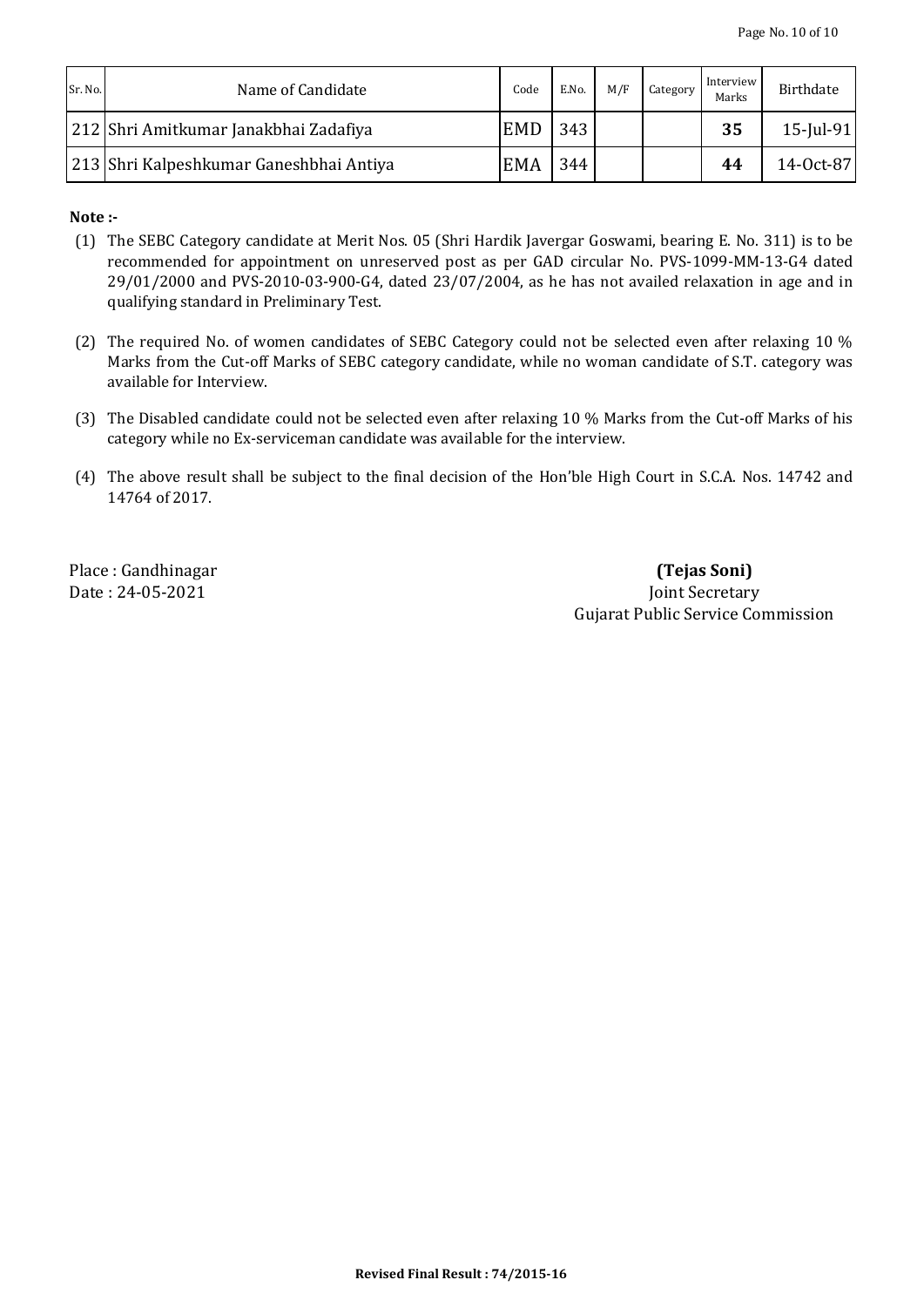| Sr. No. | Name of Candidate | Code | E.No. | M/F | Category | Interview Marks | Birthdate |
|---|---|---|---|---|---|---|---|
| 212 | Shri Amitkumar Janakbhai Zadafiya | EMD | 343 | | | **35** | 15-Jul-91 |
| 213 | Shri Kalpeshkumar Ganeshbhai Antiya | EMA | 344 | | | **44** | 14-Oct-87 |

**Note :-**

(1) The SEBC Category candidate at Merit Nos. 05 (Shri Hardik Javergar Goswami, bearing E. No. 311) is to be recommended for appointment on unreserved post as per GAD circular No. PVS-1099-MM-13-G4 dated 29/01/2000 and PVS-2010-03-900-G4, dated 23/07/2004, as he has not availed relaxation in age and in qualifying standard in Preliminary Test.

(2) The required No. of women candidates of SEBC Category could not be selected even after relaxing 10 % Marks from the Cut-off Marks of SEBC category candidate, while no woman candidate of S.T. category was available for Interview.

(3) The Disabled candidate could not be selected even after relaxing 10 % Marks from the Cut-off Marks of his category while no Ex-serviceman candidate was available for the interview.

(4) The above result shall be subject to the final decision of the Hon'ble High Court in S.C.A. Nos. 14742 and 14764 of 2017.

Place : Gandhinagar
Date : 24-05-2021

**(Tejas Soni)**
Joint Secretary
Gujarat Public Service Commission

**Revised Final Result : 74/2015-16**